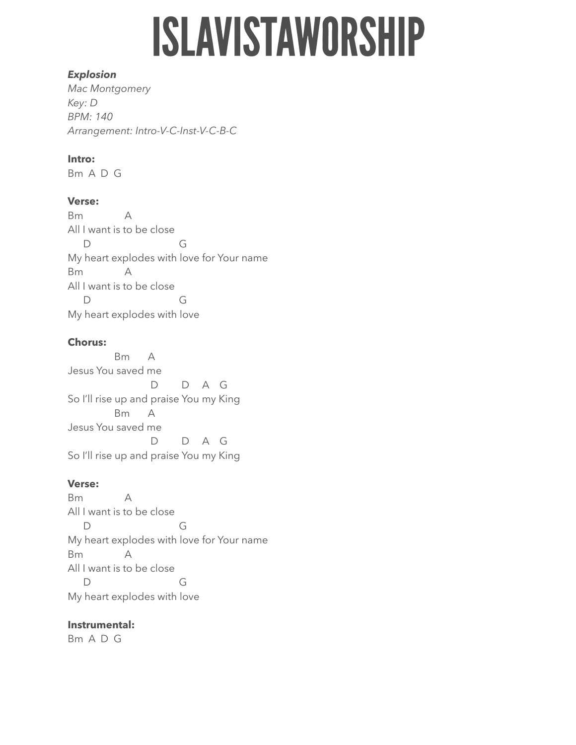# ISLAVISTAWORSHIP

***Explosion***
*Mac Montgomery*
*Key: D*
*BPM: 140*
*Arrangement: Intro-V-C-Inst-V-C-B-C*

**Intro:**
Bm  A  D  G

**Verse:**
```
Bm              A
All I want is to be close
     D                           G
My heart explodes with love for Your name
Bm              A
All I want is to be close
     D                           G
My heart explodes with love
```

**Chorus:**
```
              Bm       A
Jesus You saved me
                         D         D     A    G
So I'll rise up and praise You my King
              Bm       A
Jesus You saved me
                         D         D     A    G
So I'll rise up and praise You my King
```

**Verse:**
```
Bm              A
All I want is to be close
     D                           G
My heart explodes with love for Your name
Bm              A
All I want is to be close
     D                           G
My heart explodes with love
```

**Instrumental:**
Bm  A  D  G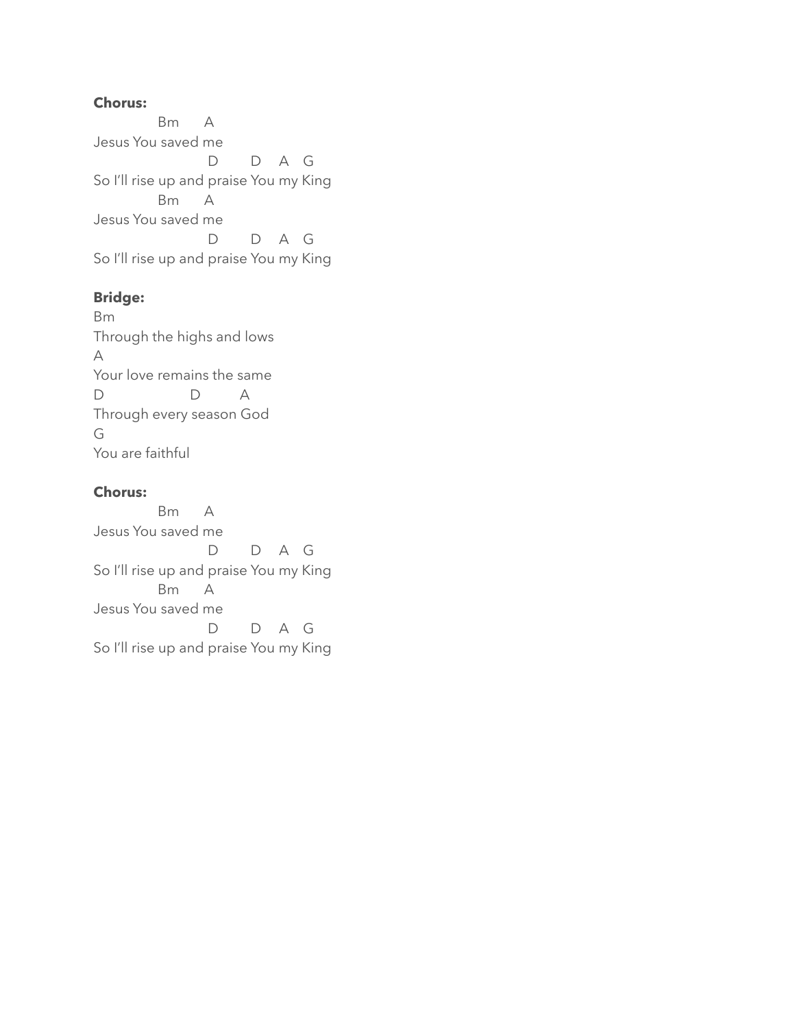**Chorus:**

```
             Bm       A
Jesus You saved me
                        D         D    A    G
So I'll rise up and praise You my King
             Bm       A
Jesus You saved me
                        D         D    A    G
So I'll rise up and praise You my King
```

**Bridge:**

```
Bm
Through the highs and lows
A
Your love remains the same
D                    D          A
Through every season God
G
You are faithful
```

**Chorus:**

```
             Bm       A
Jesus You saved me
                        D         D    A    G
So I'll rise up and praise You my King
             Bm       A
Jesus You saved me
                        D         D    A    G
So I'll rise up and praise You my King
```